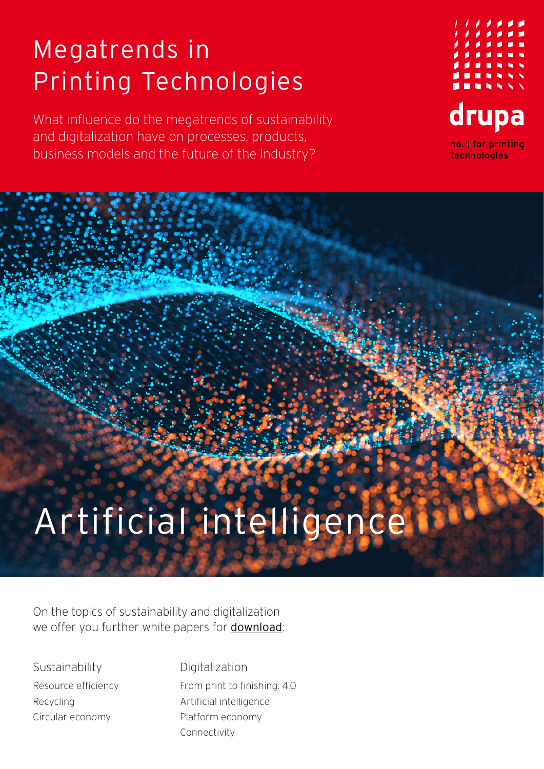# Megatrends in Printing Technologies

What influence do the megatrends of sustainability and digitalization have on processes, products, business models and the future of the industry?

drupa

no. 1 for printing technologies

# Artificial intelligence

On the topics of sustainability and digitalization we offer you further white papers for download:

**Sustainability**

- Resource efficiency
- Recycling
- Circular economy

**Digitalization**

- From print to finishing: 4.0
- Artificial intelligence
- Platform economy
- Connectivity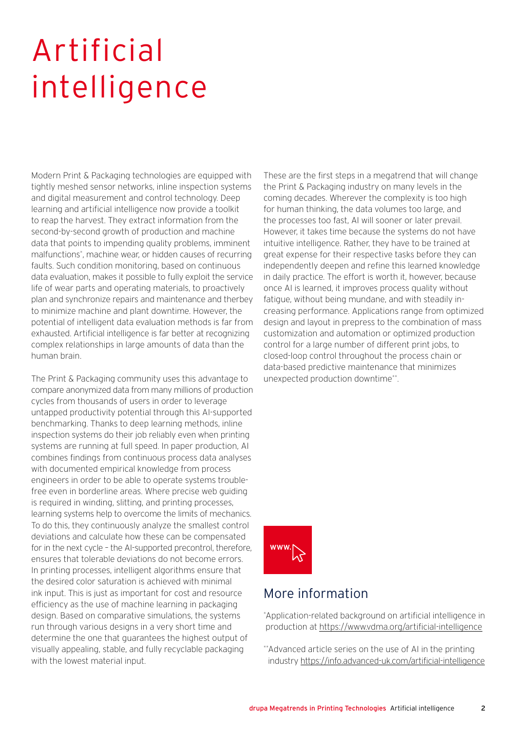# Artificial intelligence

Modern Print & Packaging technologies are equipped with tightly meshed sensor networks, inline inspection systems and digital measurement and control technology. Deep learning and artificial intelligence now provide a toolkit to reap the harvest. They extract information from the second-by-second growth of production and machine data that points to impending quality problems, imminent malfunctions*, machine wear, or hidden causes of recurring faults. Such condition monitoring, based on continuous data evaluation, makes it possible to fully exploit the service life of wear parts and operating materials, to proactively plan and synchronize repairs and maintenance and therbey to minimize machine and plant downtime. However, the potential of intelligent data evaluation methods is far from exhausted. Artificial intelligence is far better at recognizing complex relationships in large amounts of data than the human brain.

The Print & Packaging community uses this advantage to compare anonymized data from many millions of production cycles from thousands of users in order to leverage untapped productivity potential through this AI-supported benchmarking. Thanks to deep learning methods, inline inspection systems do their job reliably even when printing systems are running at full speed. In paper production, AI combines findings from continuous process data analyses with documented empirical knowledge from process engineers in order to be able to operate systems trouble-free even in borderline areas. Where precise web guiding is required in winding, slitting, and printing processes, learning systems help to overcome the limits of mechanics. To do this, they continuously analyze the smallest control deviations and calculate how these can be compensated for in the next cycle – the AI-supported precontrol, therefore, ensures that tolerable deviations do not become errors. In printing processes, intelligent algorithms ensure that the desired color saturation is achieved with minimal ink input. This is just as important for cost and resource efficiency as the use of machine learning in packaging design. Based on comparative simulations, the systems run through various designs in a very short time and determine the one that guarantees the highest output of visually appealing, stable, and fully recyclable packaging with the lowest material input.

These are the first steps in a megatrend that will change the Print & Packaging industry on many levels in the coming decades. Wherever the complexity is too high for human thinking, the data volumes too large, and the processes too fast, AI will sooner or later prevail. However, it takes time because the systems do not have intuitive intelligence. Rather, they have to be trained at great expense for their respective tasks before they can independently deepen and refine this learned knowledge in daily practice. The effort is worth it, however, because once AI is learned, it improves process quality without fatigue, without being mundane, and with steadily increasing performance. Applications range from optimized design and layout in prepress to the combination of mass customization and automation or optimized production control for a large number of different print jobs, to closed-loop control throughout the process chain or data-based predictive maintenance that minimizes unexpected production downtime**.

## More information

*Application-related background on artificial intelligence in production at https://www.vdma.org/artificial-intelligence

**Advanced article series on the use of AI in the printing industry https://info.advanced-uk.com/artificial-intelligence